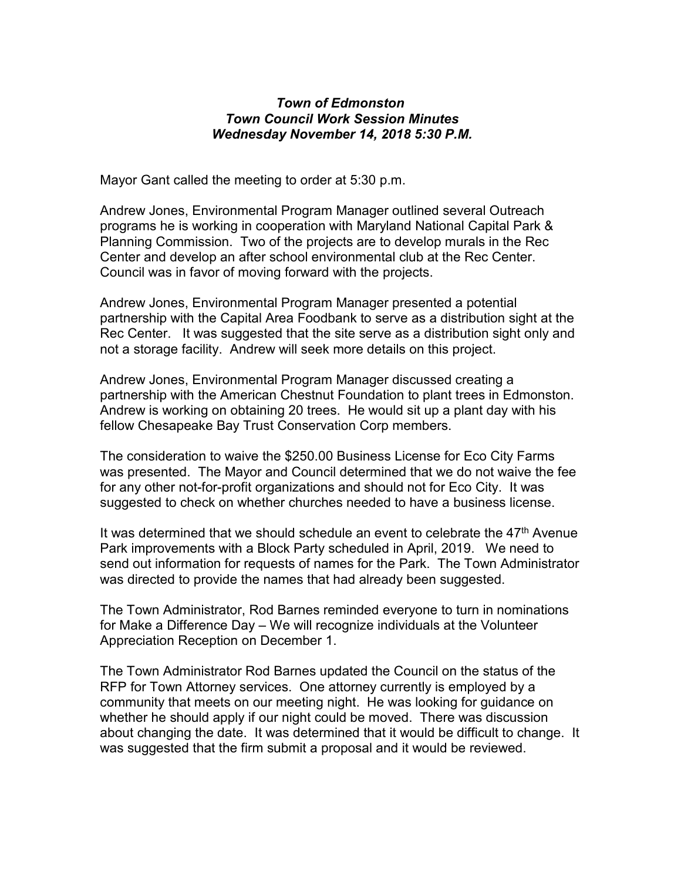***Town of Edmonston***
***Town Council Work Session Minutes***
***Wednesday November 14, 2018 5:30 P.M.***

Mayor Gant called the meeting to order at 5:30 p.m.

Andrew Jones, Environmental Program Manager outlined several Outreach programs he is working in cooperation with Maryland National Capital Park & Planning Commission. Two of the projects are to develop murals in the Rec Center and develop an after school environmental club at the Rec Center. Council was in favor of moving forward with the projects.

Andrew Jones, Environmental Program Manager presented a potential partnership with the Capital Area Foodbank to serve as a distribution sight at the Rec Center. It was suggested that the site serve as a distribution sight only and not a storage facility. Andrew will seek more details on this project.

Andrew Jones, Environmental Program Manager discussed creating a partnership with the American Chestnut Foundation to plant trees in Edmonston. Andrew is working on obtaining 20 trees. He would sit up a plant day with his fellow Chesapeake Bay Trust Conservation Corp members.

The consideration to waive the $250.00 Business License for Eco City Farms was presented. The Mayor and Council determined that we do not waive the fee for any other not-for-profit organizations and should not for Eco City. It was suggested to check on whether churches needed to have a business license.

It was determined that we should schedule an event to celebrate the 47th Avenue Park improvements with a Block Party scheduled in April, 2019. We need to send out information for requests of names for the Park. The Town Administrator was directed to provide the names that had already been suggested.

The Town Administrator, Rod Barnes reminded everyone to turn in nominations for Make a Difference Day – We will recognize individuals at the Volunteer Appreciation Reception on December 1.

The Town Administrator Rod Barnes updated the Council on the status of the RFP for Town Attorney services. One attorney currently is employed by a community that meets on our meeting night. He was looking for guidance on whether he should apply if our night could be moved. There was discussion about changing the date. It was determined that it would be difficult to change. It was suggested that the firm submit a proposal and it would be reviewed.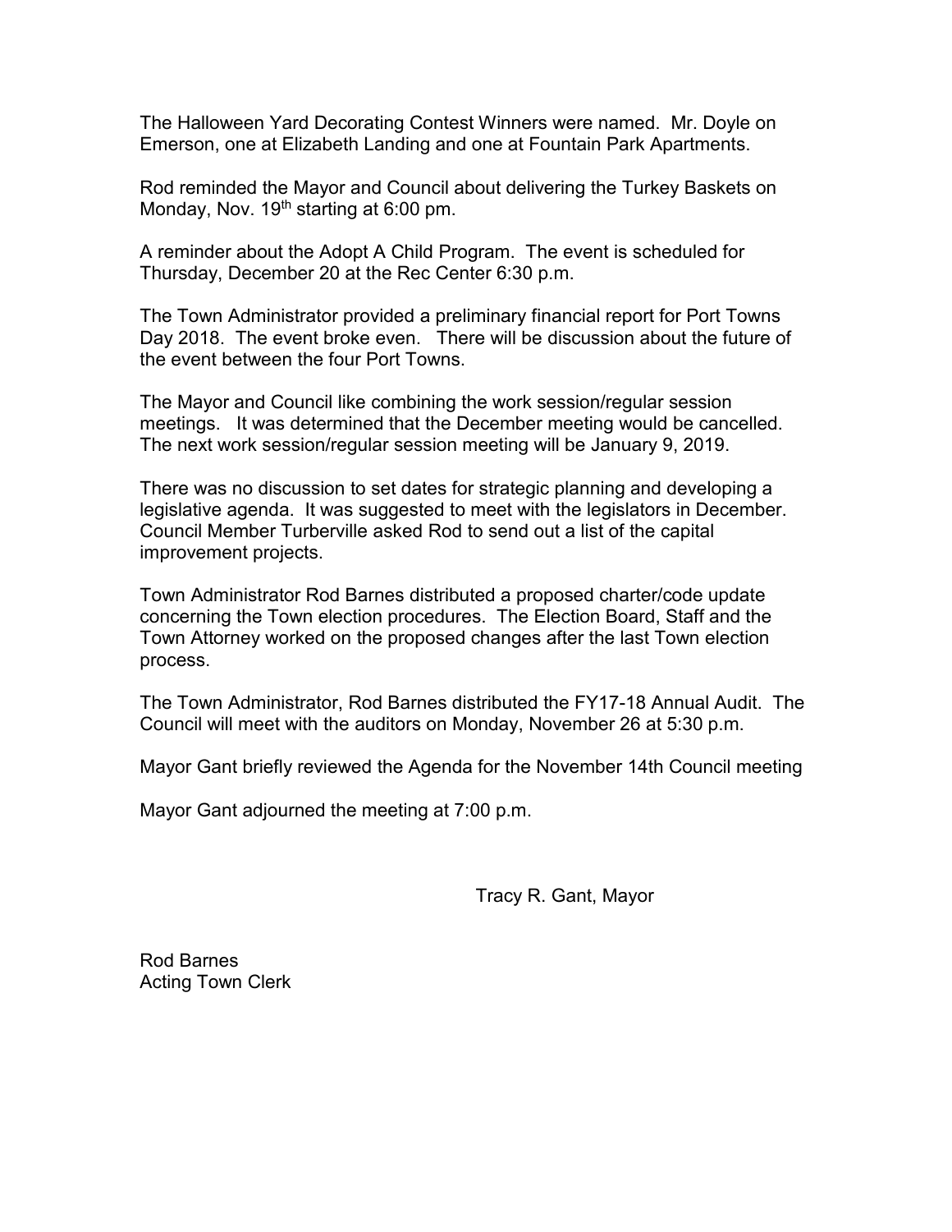The Halloween Yard Decorating Contest Winners were named. Mr. Doyle on Emerson, one at Elizabeth Landing and one at Fountain Park Apartments.

Rod reminded the Mayor and Council about delivering the Turkey Baskets on Monday, Nov. 19th starting at 6:00 pm.

A reminder about the Adopt A Child Program. The event is scheduled for Thursday, December 20 at the Rec Center 6:30 p.m.

The Town Administrator provided a preliminary financial report for Port Towns Day 2018. The event broke even. There will be discussion about the future of the event between the four Port Towns.

The Mayor and Council like combining the work session/regular session meetings. It was determined that the December meeting would be cancelled. The next work session/regular session meeting will be January 9, 2019.

There was no discussion to set dates for strategic planning and developing a legislative agenda. It was suggested to meet with the legislators in December. Council Member Turberville asked Rod to send out a list of the capital improvement projects.

Town Administrator Rod Barnes distributed a proposed charter/code update concerning the Town election procedures. The Election Board, Staff and the Town Attorney worked on the proposed changes after the last Town election process.

The Town Administrator, Rod Barnes distributed the FY17-18 Annual Audit. The Council will meet with the auditors on Monday, November 26 at 5:30 p.m.

Mayor Gant briefly reviewed the Agenda for the November 14th Council meeting

Mayor Gant adjourned the meeting at 7:00 p.m.

Tracy R. Gant, Mayor

Rod Barnes
Acting Town Clerk